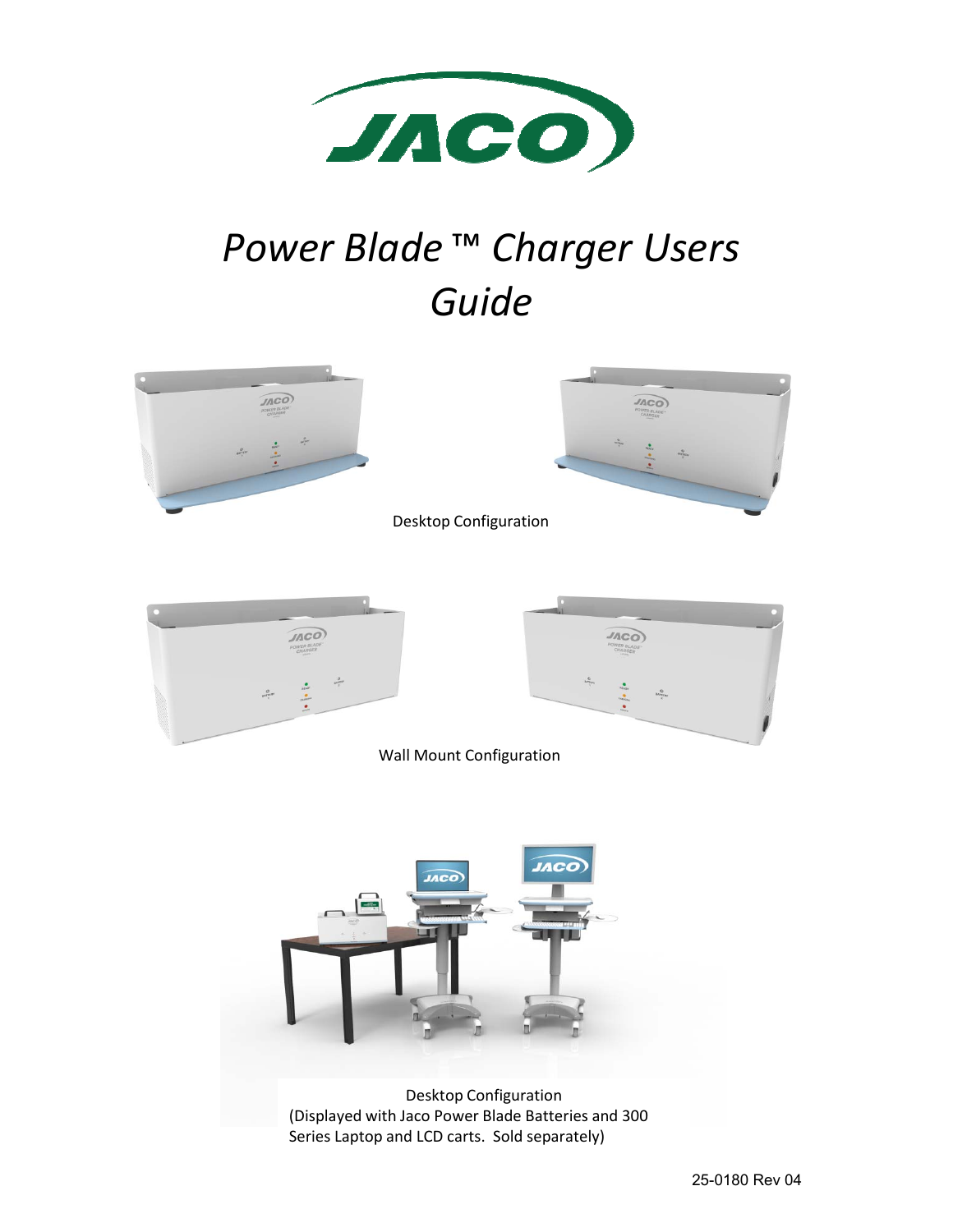# *Power Blade ™ Charger Users Guide*

Desktop Configuration

Wall Mount Configuration

Desktop Configuration
(Displayed with Jaco Power Blade Batteries and 300 Series Laptop and LCD carts. Sold separately)

25-0180 Rev 04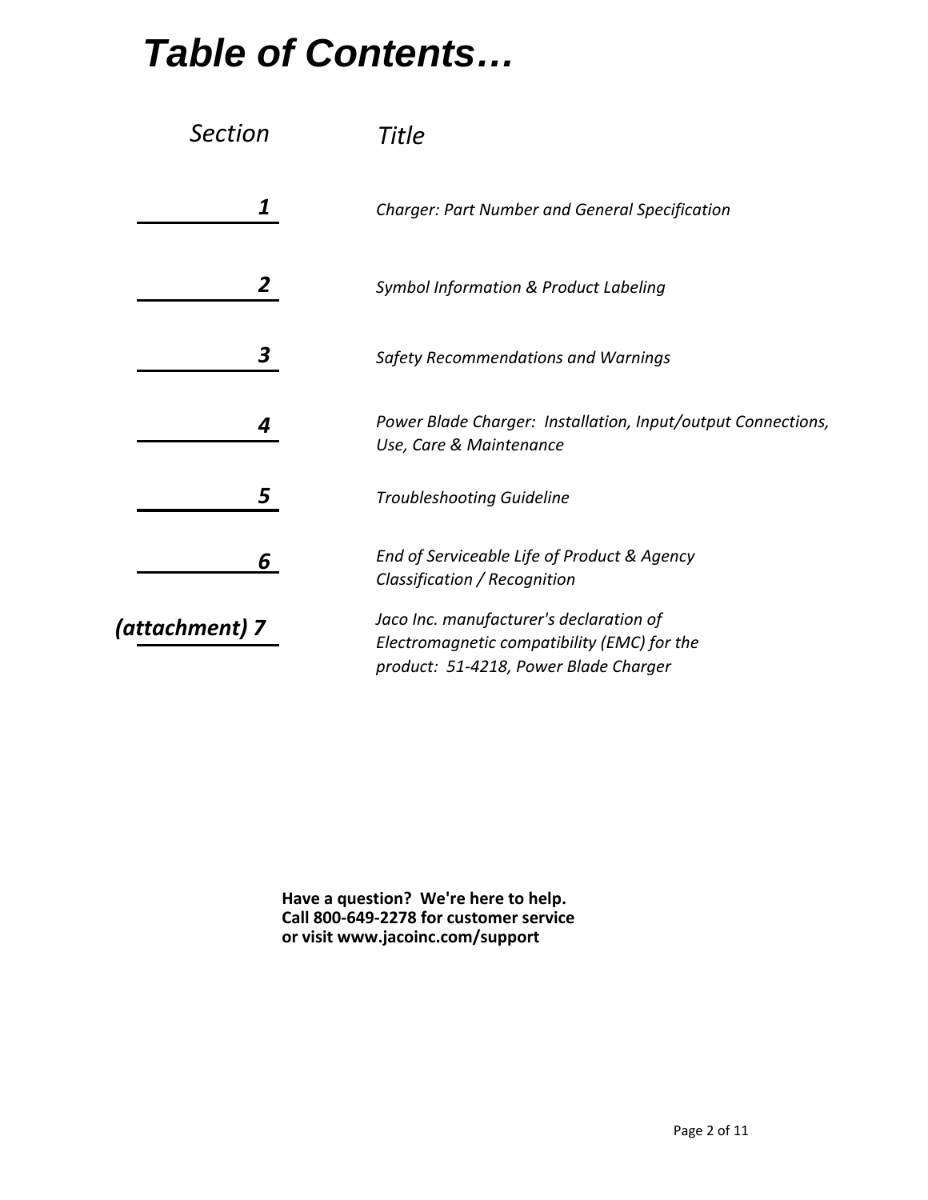# *Table of Contents…*

| *Section* | *Title* |
| --- | --- |
| ***1*** | *Charger: Part Number and General Specification* |
| ***2*** | *Symbol Information & Product Labeling* |
| ***3*** | *Safety Recommendations and Warnings* |
| ***4*** | *Power Blade Charger: Installation, Input/output Connections, Use, Care & Maintenance* |
| ***5*** | *Troubleshooting Guideline* |
| ***6*** | *End of Serviceable Life of Product & Agency Classification / Recognition* |
| ***(attachment) 7*** | *Jaco Inc. manufacturer's declaration of Electromagnetic compatibility (EMC) for the product: 51-4218, Power Blade Charger* |

**Have a question? We're here to help.**
**Call 800-649-2278 for customer service**
**or visit www.jacoinc.com/support**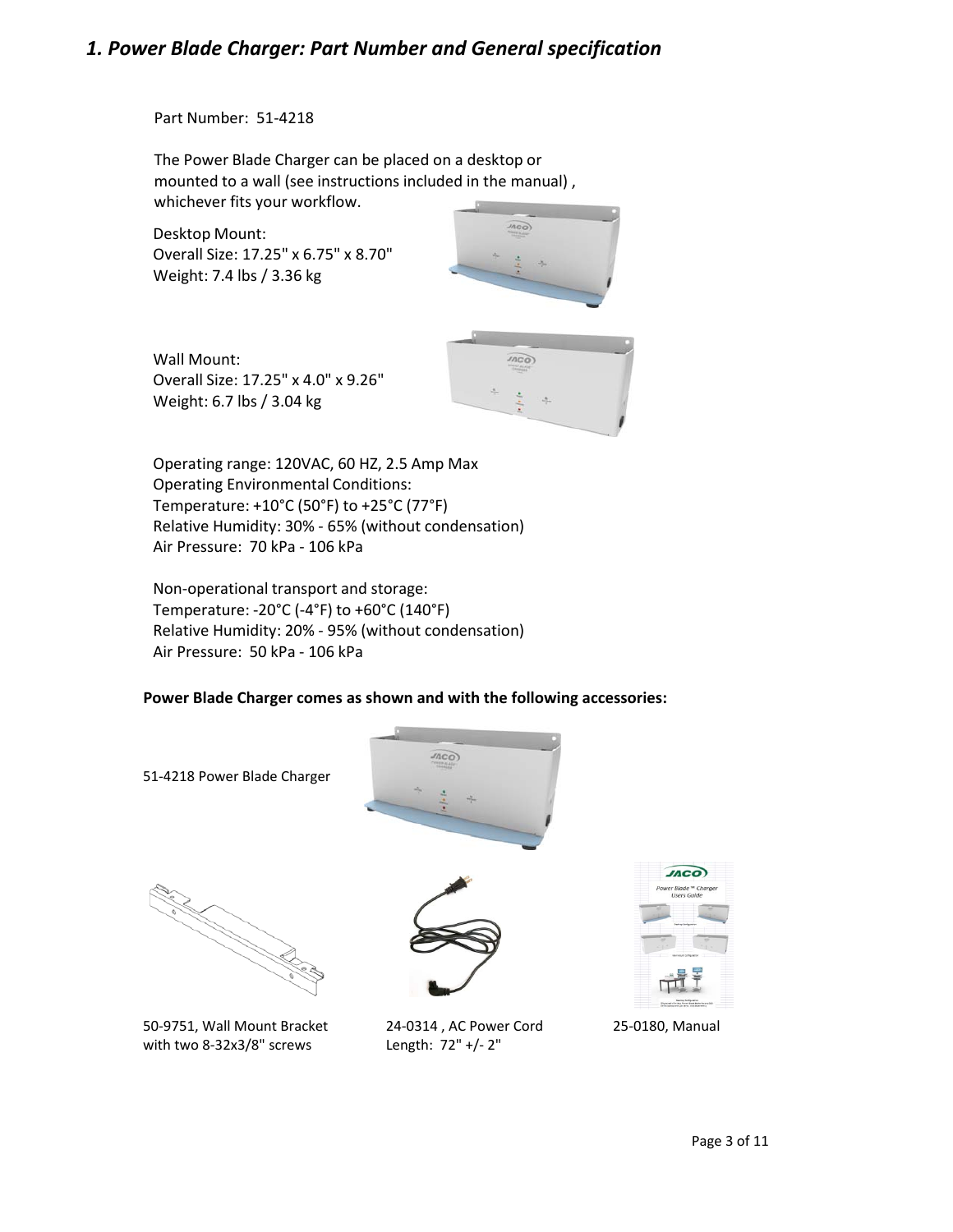## *1. Power Blade Charger: Part Number and General specification*

Part Number: 51-4218

The Power Blade Charger can be placed on a desktop or mounted to a wall (see instructions included in the manual) , whichever fits your workflow.

Desktop Mount:
Overall Size: 17.25" x 6.75" x 8.70"
Weight: 7.4 lbs / 3.36 kg

Wall Mount:
Overall Size: 17.25" x 4.0" x 9.26"
Weight: 6.7 lbs / 3.04 kg

Operating range: 120VAC, 60 HZ, 2.5 Amp Max
Operating Environmental Conditions:
Temperature: +10°C (50°F) to +25°C (77°F)
Relative Humidity: 30% - 65% (without condensation)
Air Pressure: 70 kPa - 106 kPa

Non-operational transport and storage:
Temperature: -20°C (-4°F) to +60°C (140°F)
Relative Humidity: 20% - 95% (without condensation)
Air Pressure: 50 kPa - 106 kPa

**Power Blade Charger comes as shown and with the following accessories:**

51-4218 Power Blade Charger

50-9751, Wall Mount Bracket with two 8-32x3/8" screws

24-0314 , AC Power Cord Length: 72" +/- 2"

25-0180, Manual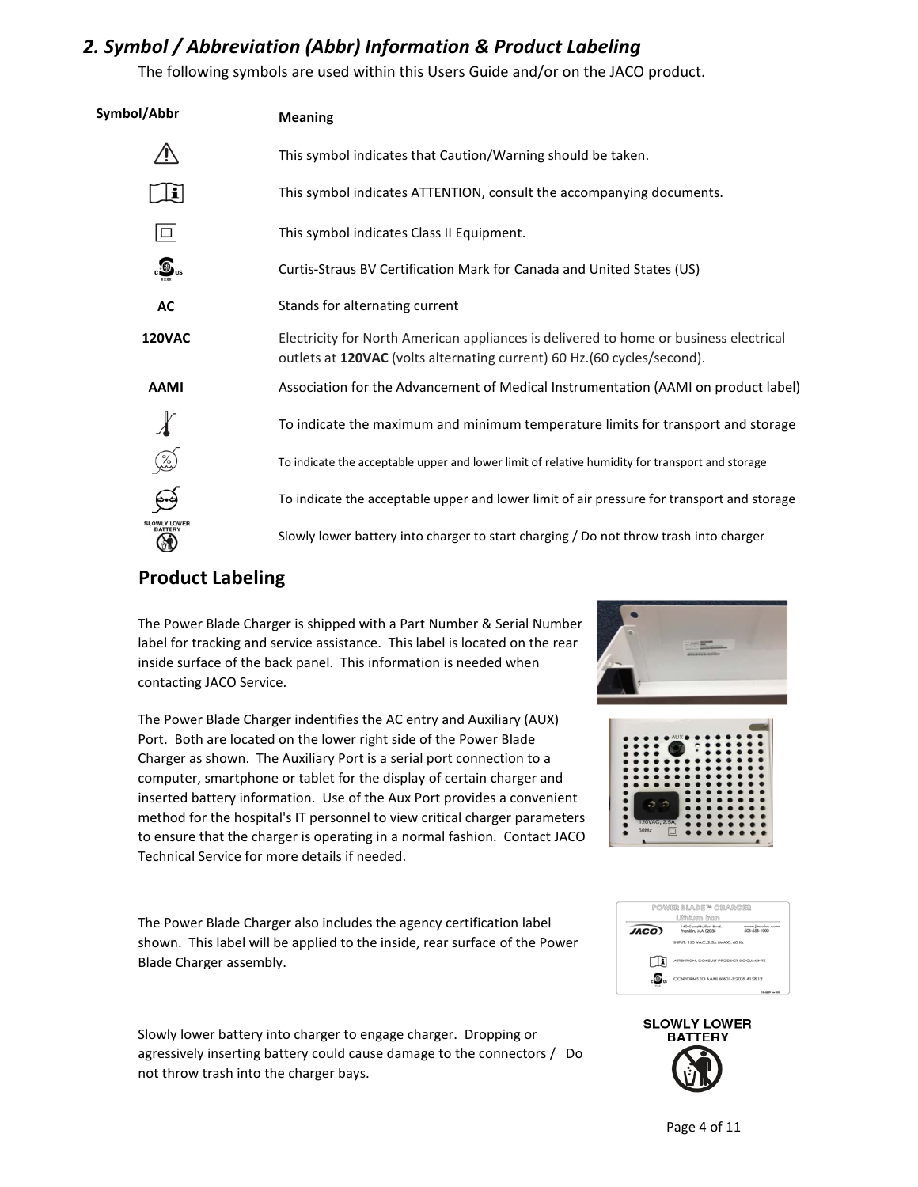## *2. Symbol / Abbreviation (Abbr) Information & Product Labeling*

The following symbols are used within this Users Guide and/or on the JACO product.

| Symbol/Abbr | Meaning |
|---|---|
| ⚠ | This symbol indicates that Caution/Warning should be taken. |
| | This symbol indicates ATTENTION, consult the accompanying documents. |
| ⧈ | This symbol indicates Class II Equipment. |
| | Curtis-Straus BV Certification Mark for Canada and United States (US) |
| **AC** | Stands for alternating current |
| **120VAC** | Electricity for North American appliances is delivered to home or business electrical outlets at **120VAC** (volts alternating current) 60 Hz.(60 cycles/second). |
| **AAMI** | Association for the Advancement of Medical Instrumentation (AAMI on product label) |
| | To indicate the maximum and minimum temperature limits for transport and storage |
| | To indicate the acceptable upper and lower limit of relative humidity for transport and storage |
| | To indicate the acceptable upper and lower limit of air pressure for transport and storage |
| SLOWLY LOWER BATTERY | Slowly lower battery into charger to start charging / Do not throw trash into charger |

## Product Labeling

The Power Blade Charger is shipped with a Part Number & Serial Number label for tracking and service assistance. This label is located on the rear inside surface of the back panel. This information is needed when contacting JACO Service.

The Power Blade Charger indentifies the AC entry and Auxiliary (AUX) Port. Both are located on the lower right side of the Power Blade Charger as shown. The Auxiliary Port is a serial port connection to a computer, smartphone or tablet for the display of certain charger and inserted battery information. Use of the Aux Port provides a convenient method for the hospital's IT personnel to view critical charger parameters to ensure that the charger is operating in a normal fashion. Contact JACO Technical Service for more details if needed.

The Power Blade Charger also includes the agency certification label shown. This label will be applied to the inside, rear surface of the Power Blade Charger assembly.

Slowly lower battery into charger to engage charger. Dropping or agressively inserting battery could cause damage to the connectors / Do not throw trash into the charger bays.

SLOWLY LOWER BATTERY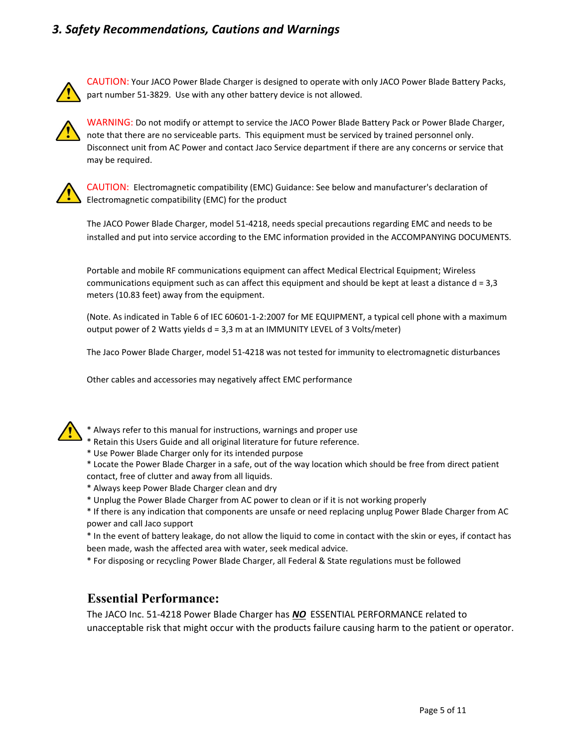## *3. Safety Recommendations, Cautions and Warnings*

CAUTION: Your JACO Power Blade Charger is designed to operate with only JACO Power Blade Battery Packs, part number 51-3829. Use with any other battery device is not allowed.

WARNING: Do not modify or attempt to service the JACO Power Blade Battery Pack or Power Blade Charger, note that there are no serviceable parts. This equipment must be serviced by trained personnel only. Disconnect unit from AC Power and contact Jaco Service department if there are any concerns or service that may be required.

CAUTION: Electromagnetic compatibility (EMC) Guidance: See below and manufacturer's declaration of Electromagnetic compatibility (EMC) for the product

The JACO Power Blade Charger, model 51-4218, needs special precautions regarding EMC and needs to be installed and put into service according to the EMC information provided in the ACCOMPANYING DOCUMENTS.

Portable and mobile RF communications equipment can affect Medical Electrical Equipment; Wireless communications equipment such as can affect this equipment and should be kept at least a distance d = 3,3 meters (10.83 feet) away from the equipment.

(Note. As indicated in Table 6 of IEC 60601-1-2:2007 for ME EQUIPMENT, a typical cell phone with a maximum output power of 2 Watts yields d = 3,3 m at an IMMUNITY LEVEL of 3 Volts/meter)

The Jaco Power Blade Charger, model 51-4218 was not tested for immunity to electromagnetic disturbances

Other cables and accessories may negatively affect EMC performance

* Always refer to this manual for instructions, warnings and proper use
* Retain this Users Guide and all original literature for future reference.
* Use Power Blade Charger only for its intended purpose
* Locate the Power Blade Charger in a safe, out of the way location which should be free from direct patient contact, free of clutter and away from all liquids.
* Always keep Power Blade Charger clean and dry
* Unplug the Power Blade Charger from AC power to clean or if it is not working properly
* If there is any indication that components are unsafe or need replacing unplug Power Blade Charger from AC power and call Jaco support
* In the event of battery leakage, do not allow the liquid to come in contact with the skin or eyes, if contact has been made, wash the affected area with water, seek medical advice.
* For disposing or recycling Power Blade Charger, all Federal & State regulations must be followed

## Essential Performance:

The JACO Inc. 51-4218 Power Blade Charger has ***NO*** ESSENTIAL PERFORMANCE related to unacceptable risk that might occur with the products failure causing harm to the patient or operator.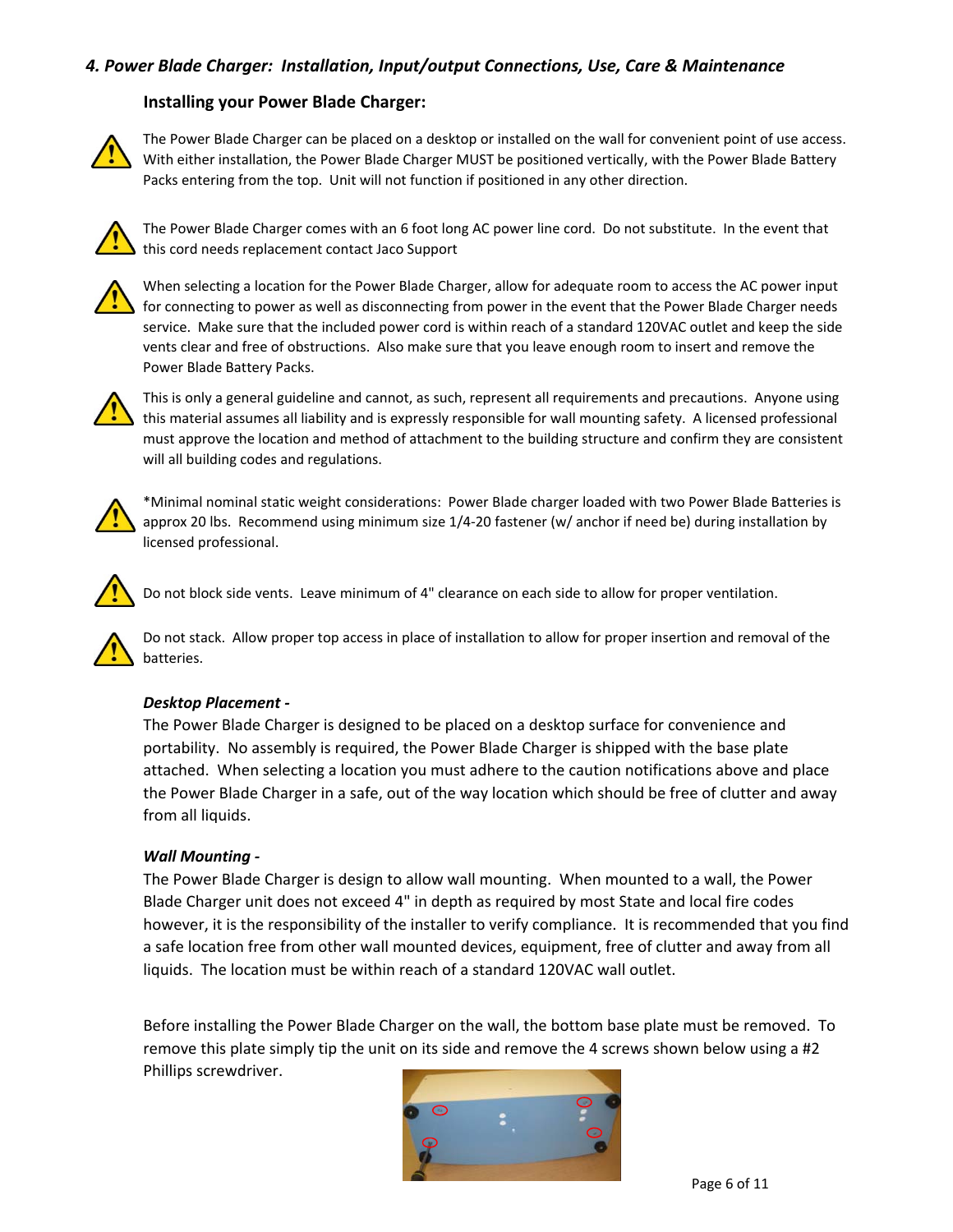## 4. *Power Blade Charger: Installation, Input/output Connections, Use, Care & Maintenance*

### Installing your Power Blade Charger:

⚠ The Power Blade Charger can be placed on a desktop or installed on the wall for convenient point of use access. With either installation, the Power Blade Charger MUST be positioned vertically, with the Power Blade Battery Packs entering from the top. Unit will not function if positioned in any other direction.

⚠ The Power Blade Charger comes with an 6 foot long AC power line cord. Do not substitute. In the event that this cord needs replacement contact Jaco Support

⚠ When selecting a location for the Power Blade Charger, allow for adequate room to access the AC power input for connecting to power as well as disconnecting from power in the event that the Power Blade Charger needs service. Make sure that the included power cord is within reach of a standard 120VAC outlet and keep the side vents clear and free of obstructions. Also make sure that you leave enough room to insert and remove the Power Blade Battery Packs.

⚠ This is only a general guideline and cannot, as such, represent all requirements and precautions. Anyone using this material assumes all liability and is expressly responsible for wall mounting safety. A licensed professional must approve the location and method of attachment to the building structure and confirm they are consistent will all building codes and regulations.

⚠ *Minimal nominal static weight considerations: Power Blade charger loaded with two Power Blade Batteries is approx 20 lbs. Recommend using minimum size 1/4-20 fastener (w/ anchor if need be) during installation by licensed professional.

⚠ Do not block side vents. Leave minimum of 4" clearance on each side to allow for proper ventilation.

⚠ Do not stack. Allow proper top access in place of installation to allow for proper insertion and removal of the batteries.

***Desktop Placement -***

The Power Blade Charger is designed to be placed on a desktop surface for convenience and portability. No assembly is required, the Power Blade Charger is shipped with the base plate attached. When selecting a location you must adhere to the caution notifications above and place the Power Blade Charger in a safe, out of the way location which should be free of clutter and away from all liquids.

***Wall Mounting -***

The Power Blade Charger is design to allow wall mounting. When mounted to a wall, the Power Blade Charger unit does not exceed 4" in depth as required by most State and local fire codes however, it is the responsibility of the installer to verify compliance. It is recommended that you find a safe location free from other wall mounted devices, equipment, free of clutter and away from all liquids. The location must be within reach of a standard 120VAC wall outlet.

Before installing the Power Blade Charger on the wall, the bottom base plate must be removed. To remove this plate simply tip the unit on its side and remove the 4 screws shown below using a #2 Phillips screwdriver.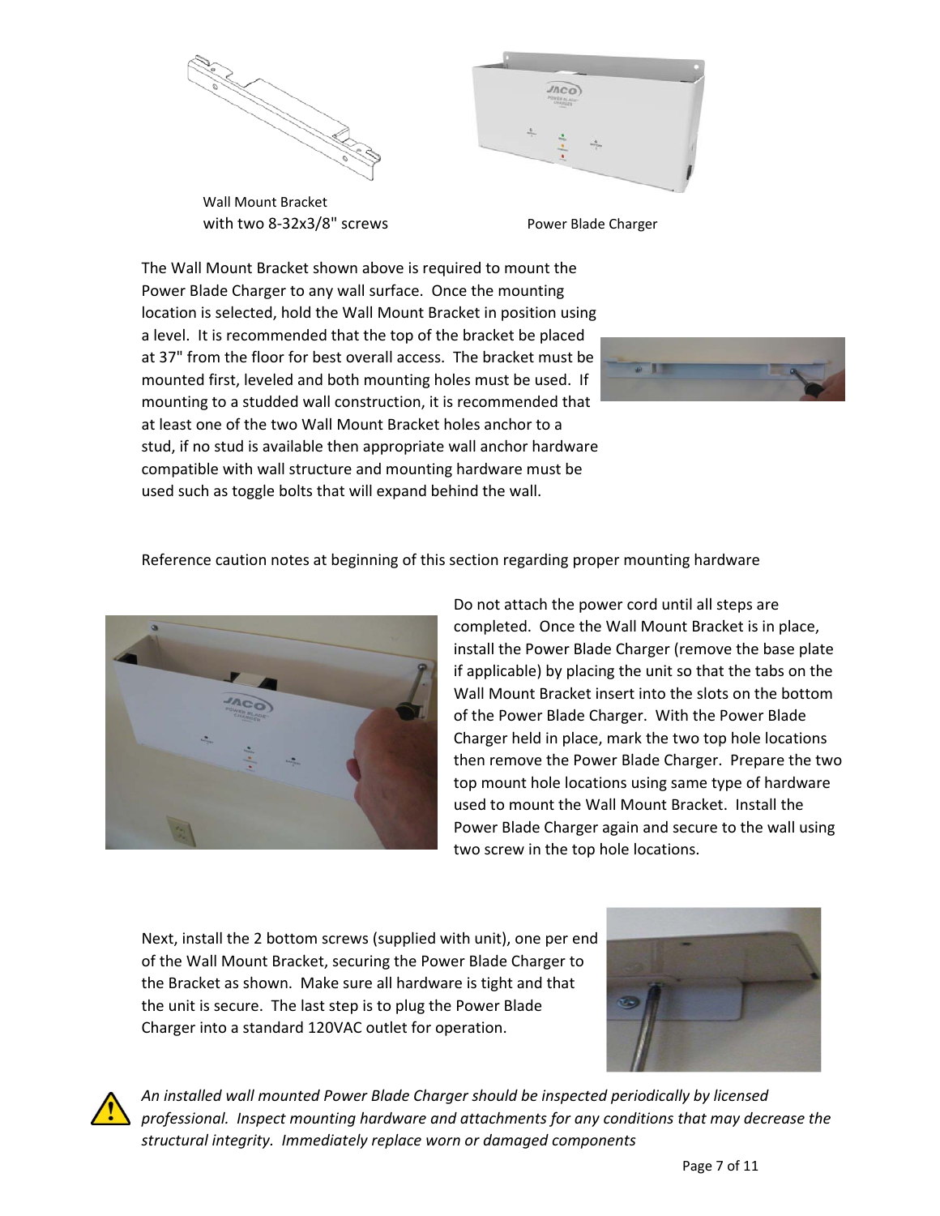Wall Mount Bracket
with two 8-32x3/8" screws

Power Blade Charger

The Wall Mount Bracket shown above is required to mount the Power Blade Charger to any wall surface. Once the mounting location is selected, hold the Wall Mount Bracket in position using a level. It is recommended that the top of the bracket be placed at 37" from the floor for best overall access. The bracket must be mounted first, leveled and both mounting holes must be used. If mounting to a studded wall construction, it is recommended that at least one of the two Wall Mount Bracket holes anchor to a stud, if no stud is available then appropriate wall anchor hardware compatible with wall structure and mounting hardware must be used such as toggle bolts that will expand behind the wall.

Reference caution notes at beginning of this section regarding proper mounting hardware

Do not attach the power cord until all steps are completed. Once the Wall Mount Bracket is in place, install the Power Blade Charger (remove the base plate if applicable) by placing the unit so that the tabs on the Wall Mount Bracket insert into the slots on the bottom of the Power Blade Charger. With the Power Blade Charger held in place, mark the two top hole locations then remove the Power Blade Charger. Prepare the two top mount hole locations using same type of hardware used to mount the Wall Mount Bracket. Install the Power Blade Charger again and secure to the wall using two screw in the top hole locations.

Next, install the 2 bottom screws (supplied with unit), one per end of the Wall Mount Bracket, securing the Power Blade Charger to the Bracket as shown. Make sure all hardware is tight and that the unit is secure. The last step is to plug the Power Blade Charger into a standard 120VAC outlet for operation.

*An installed wall mounted Power Blade Charger should be inspected periodically by licensed professional. Inspect mounting hardware and attachments for any conditions that may decrease the structural integrity. Immediately replace worn or damaged components*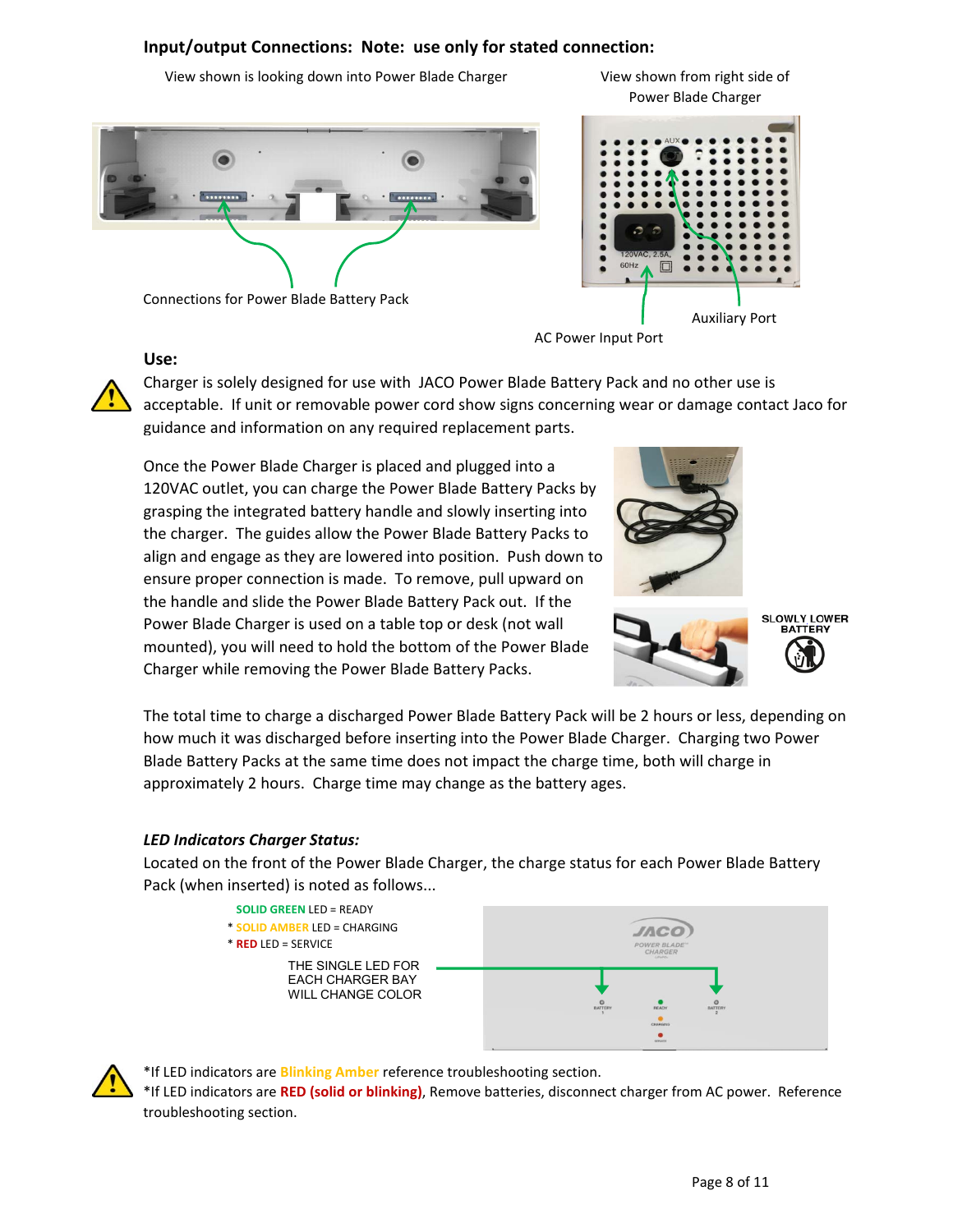### Input/output Connections: Note: use only for stated connection:

View shown is looking down into Power Blade Charger

View shown from right side of Power Blade Charger

Connections for Power Blade Battery Pack

Auxiliary Port

AC Power Input Port

### Use:

Charger is solely designed for use with JACO Power Blade Battery Pack and no other use is acceptable. If unit or removable power cord show signs concerning wear or damage contact Jaco for guidance and information on any required replacement parts.

Once the Power Blade Charger is placed and plugged into a 120VAC outlet, you can charge the Power Blade Battery Packs by grasping the integrated battery handle and slowly inserting into the charger. The guides allow the Power Blade Battery Packs to align and engage as they are lowered into position. Push down to ensure proper connection is made. To remove, pull upward on the handle and slide the Power Blade Battery Pack out. If the Power Blade Charger is used on a table top or desk (not wall mounted), you will need to hold the bottom of the Power Blade Charger while removing the Power Blade Battery Packs.

SLOWLY LOWER BATTERY

The total time to charge a discharged Power Blade Battery Pack will be 2 hours or less, depending on how much it was discharged before inserting into the Power Blade Charger. Charging two Power Blade Battery Packs at the same time does not impact the charge time, both will charge in approximately 2 hours. Charge time may change as the battery ages.

#### *LED Indicators Charger Status:*

Located on the front of the Power Blade Charger, the charge status for each Power Blade Battery Pack (when inserted) is noted as follows...

SOLID GREEN LED = READY
* SOLID AMBER LED = CHARGING
* RED LED = SERVICE

THE SINGLE LED FOR EACH CHARGER BAY WILL CHANGE COLOR

*If LED indicators are Blinking Amber reference troubleshooting section.
*If LED indicators are **RED (solid or blinking)**, Remove batteries, disconnect charger from AC power. Reference troubleshooting section.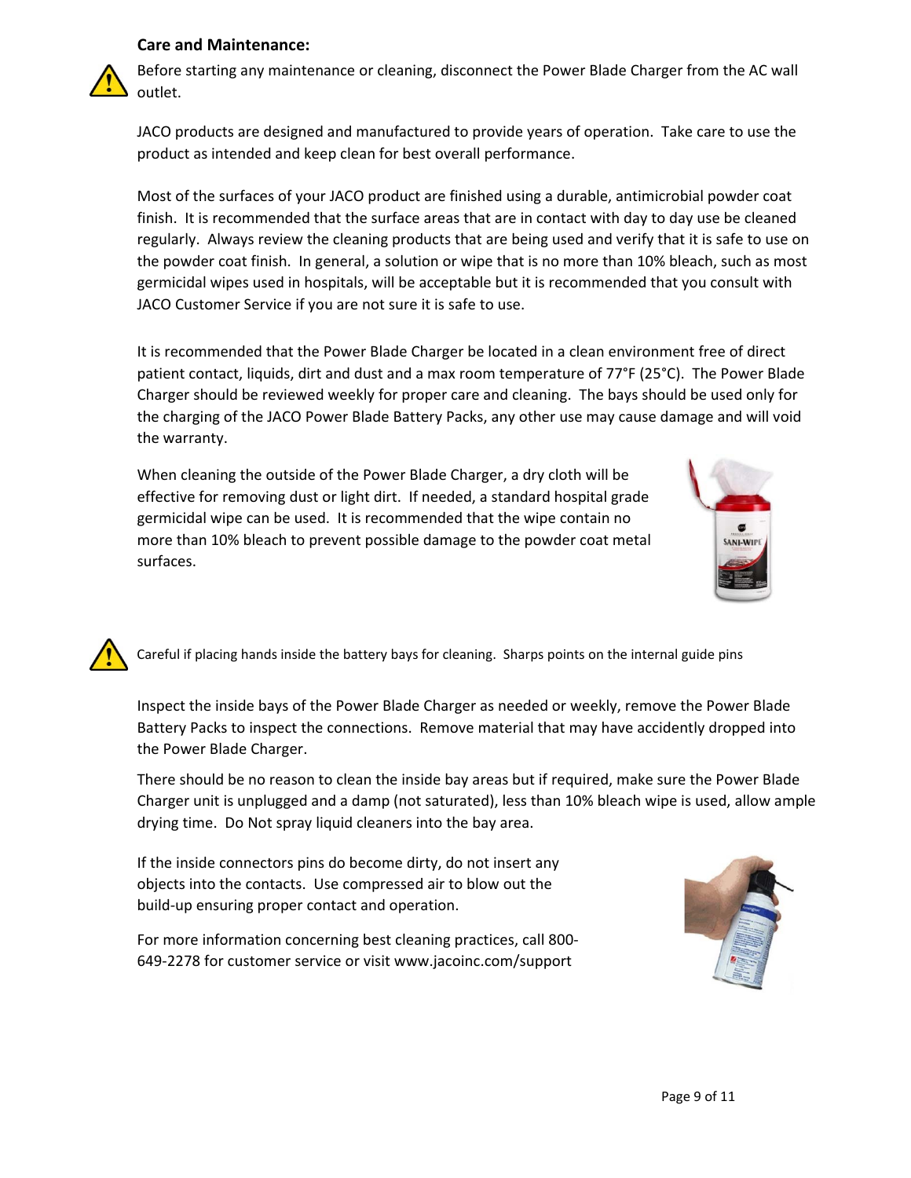### Care and Maintenance:

⚠ Before starting any maintenance or cleaning, disconnect the Power Blade Charger from the AC wall outlet.

JACO products are designed and manufactured to provide years of operation. Take care to use the product as intended and keep clean for best overall performance.

Most of the surfaces of your JACO product are finished using a durable, antimicrobial powder coat finish. It is recommended that the surface areas that are in contact with day to day use be cleaned regularly. Always review the cleaning products that are being used and verify that it is safe to use on the powder coat finish. In general, a solution or wipe that is no more than 10% bleach, such as most germicidal wipes used in hospitals, will be acceptable but it is recommended that you consult with JACO Customer Service if you are not sure it is safe to use.

It is recommended that the Power Blade Charger be located in a clean environment free of direct patient contact, liquids, dirt and dust and a max room temperature of 77°F (25°C). The Power Blade Charger should be reviewed weekly for proper care and cleaning. The bays should be used only for the charging of the JACO Power Blade Battery Packs, any other use may cause damage and will void the warranty.

When cleaning the outside of the Power Blade Charger, a dry cloth will be effective for removing dust or light dirt. If needed, a standard hospital grade germicidal wipe can be used. It is recommended that the wipe contain no more than 10% bleach to prevent possible damage to the powder coat metal surfaces.

⚠ Careful if placing hands inside the battery bays for cleaning. Sharps points on the internal guide pins

Inspect the inside bays of the Power Blade Charger as needed or weekly, remove the Power Blade Battery Packs to inspect the connections. Remove material that may have accidently dropped into the Power Blade Charger.

There should be no reason to clean the inside bay areas but if required, make sure the Power Blade Charger unit is unplugged and a damp (not saturated), less than 10% bleach wipe is used, allow ample drying time. Do Not spray liquid cleaners into the bay area.

If the inside connectors pins do become dirty, do not insert any objects into the contacts. Use compressed air to blow out the build-up ensuring proper contact and operation.

For more information concerning best cleaning practices, call 800-649-2278 for customer service or visit www.jacoinc.com/support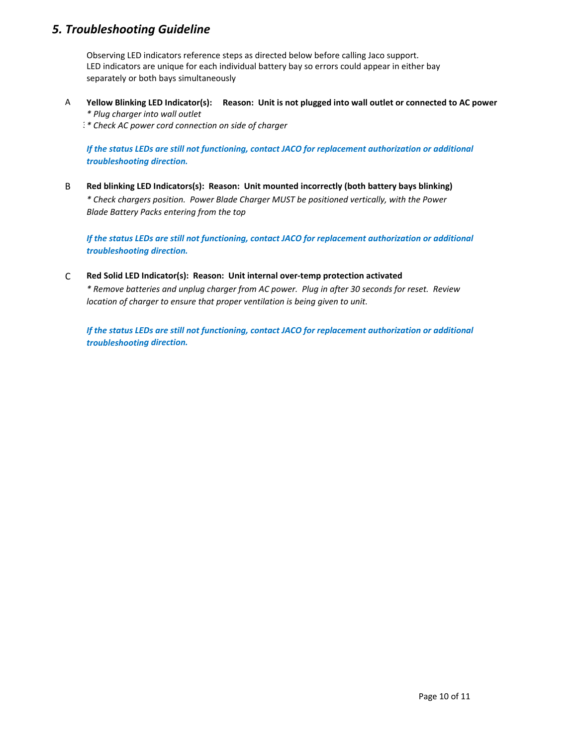## *5. Troubleshooting Guideline*

Observing LED indicators reference steps as directed below before calling Jaco support.
LED indicators are unique for each individual battery bay so errors could appear in either bay separately or both bays simultaneously

A **Yellow Blinking LED Indicator(s): Reason: Unit is not plugged into wall outlet or connected to AC power**

*\* Plug charger into wall outlet*

*\* Check AC power cord connection on side of charger*

***If the status LEDs are still not functioning, contact JACO for replacement authorization or additional troubleshooting direction.***

B **Red blinking LED Indicators(s): Reason: Unit mounted incorrectly (both battery bays blinking)**

*\* Check chargers position. Power Blade Charger MUST be positioned vertically, with the Power Blade Battery Packs entering from the top*

***If the status LEDs are still not functioning, contact JACO for replacement authorization or additional troubleshooting direction.***

C **Red Solid LED Indicator(s): Reason: Unit internal over-temp protection activated**

*\* Remove batteries and unplug charger from AC power. Plug in after 30 seconds for reset. Review location of charger to ensure that proper ventilation is being given to unit.*

***If the status LEDs are still not functioning, contact JACO for replacement authorization or additional troubleshooting direction.***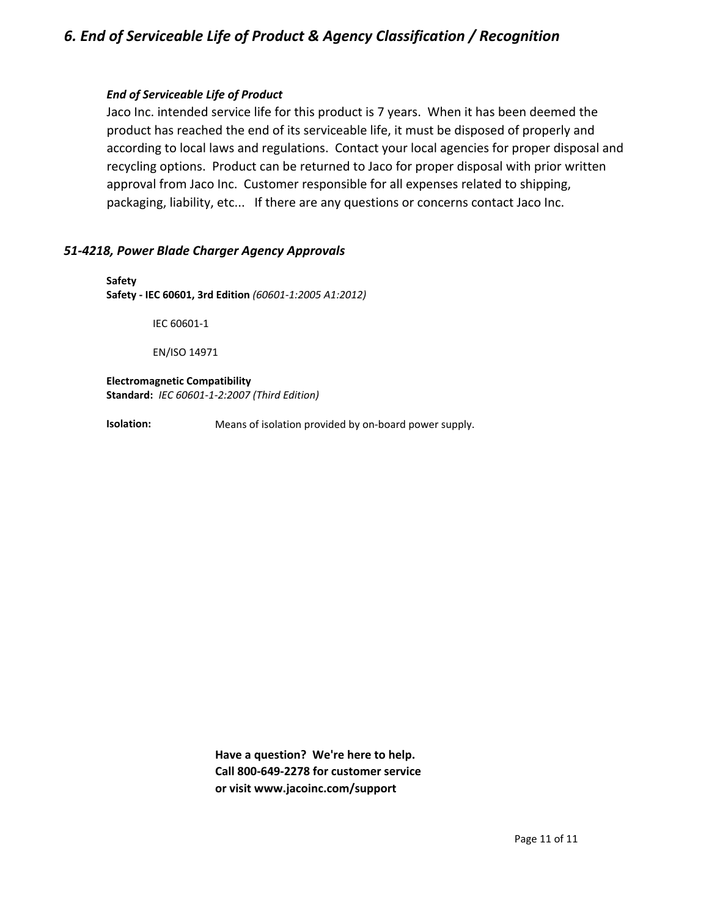## *6. End of Serviceable Life of Product & Agency Classification / Recognition*

***End of Serviceable Life of Product***

Jaco Inc. intended service life for this product is 7 years. When it has been deemed the product has reached the end of its serviceable life, it must be disposed of properly and according to local laws and regulations. Contact your local agencies for proper disposal and recycling options. Product can be returned to Jaco for proper disposal with prior written approval from Jaco Inc. Customer responsible for all expenses related to shipping, packaging, liability, etc... If there are any questions or concerns contact Jaco Inc.

### *51-4218, Power Blade Charger Agency Approvals*

**Safety**
**Safety - IEC 60601, 3rd Edition** *(60601-1:2005 A1:2012)*

IEC 60601-1

EN/ISO 14971

**Electromagnetic Compatibility**
**Standard:** *IEC 60601-1-2:2007 (Third Edition)*

**Isolation:** Means of isolation provided by on-board power supply.

**Have a question? We're here to help.**
**Call 800-649-2278 for customer service**
**or visit www.jacoinc.com/support**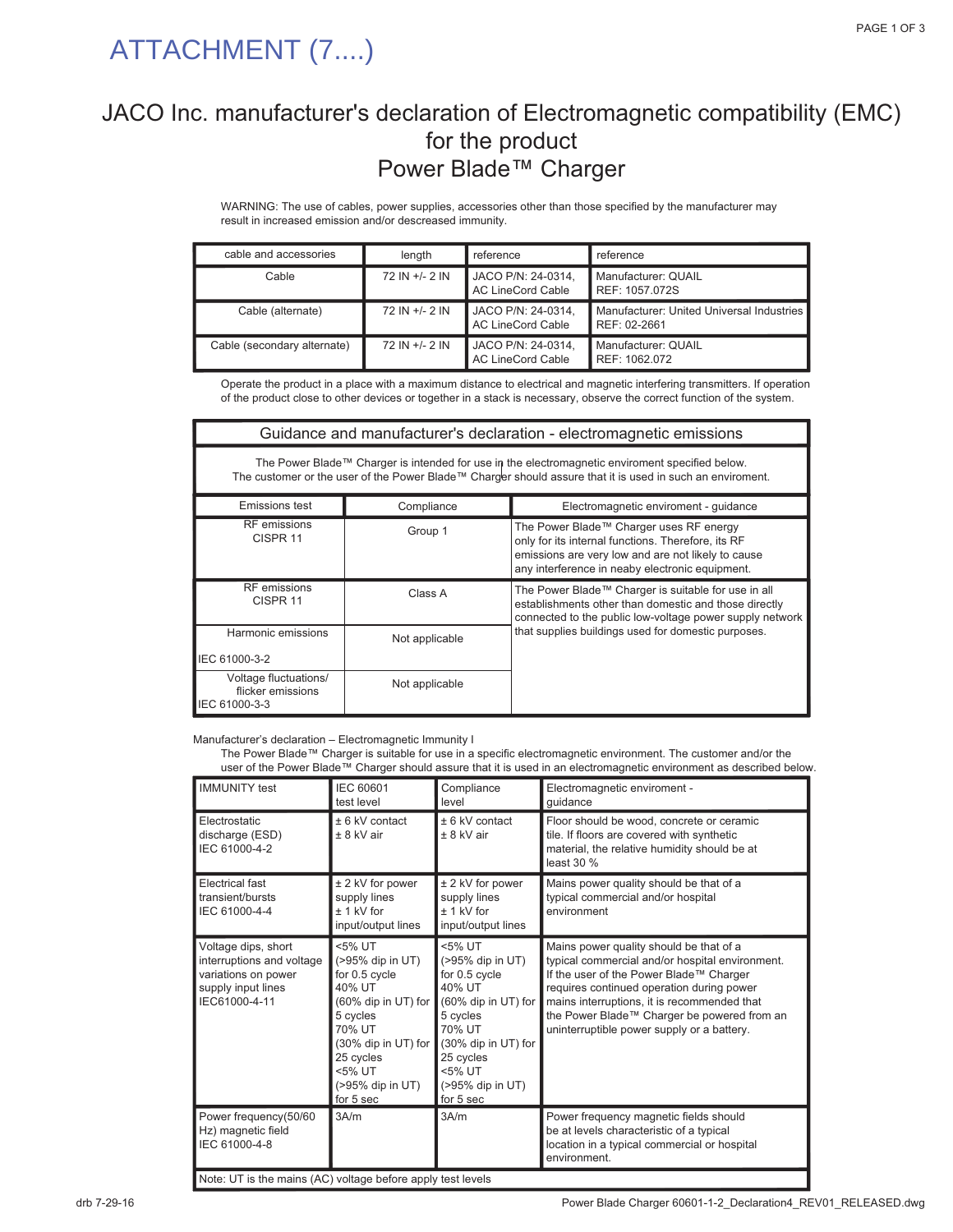# ATTACHMENT (7....)

## JACO Inc. manufacturer's declaration of Electromagnetic compatibility (EMC) for the product Power Blade™ Charger

WARNING: The use of cables, power supplies, accessories other than those specified by the manufacturer may result in increased emission and/or descreased immunity.

| cable and accessories | length | reference | reference |
|---|---|---|---|
| Cable | 72 IN +/- 2 IN | JACO P/N: 24-0314, AC LineCord Cable | Manufacturer: QUAIL REF: 1057.072S |
| Cable (alternate) | 72 IN +/- 2 IN | JACO P/N: 24-0314, AC LineCord Cable | Manufacturer: United Universal Industries REF: 02-2661 |
| Cable (secondary alternate) | 72 IN +/- 2 IN | JACO P/N: 24-0314, AC LineCord Cable | Manufacturer: QUAIL REF: 1062.072 |

Operate the product in a place with a maximum distance to electrical and magnetic interfering transmitters. If operation of the product close to other devices or together in a stack is necessary, observe the correct function of the system.

### Guidance and manufacturer's declaration - electromagnetic emissions

The Power Blade™ Charger is intended for use in the electromagnetic enviroment specified below. The customer or the user of the Power Blade™ Charger should assure that it is used in such an enviroment.

| Emissions test | Compliance | Electromagnetic enviroment - guidance |
|---|---|---|
| RF emissions CISPR 11 | Group 1 | The Power Blade™ Charger uses RF energy only for its internal functions. Therefore, its RF emissions are very low and are not likely to cause any interference in neaby electronic equipment. |
| RF emissions CISPR 11 | Class A | The Power Blade™ Charger is suitable for use in all establishments other than domestic and those directly connected to the public low-voltage power supply network that supplies buildings used for domestic purposes. |
| Harmonic emissions IEC 61000-3-2 | Not applicable | |
| Voltage fluctuations/ flicker emissions IEC 61000-3-3 | Not applicable | |

Manufacturer's declaration – Electromagnetic Immunity I

The Power Blade™ Charger is suitable for use in a specific electromagnetic environment. The customer and/or the user of the Power Blade™ Charger should assure that it is used in an electromagnetic environment as described below.

| IMMUNITY test | IEC 60601 test level | Compliance level | Electromagnetic enviroment - guidance |
|---|---|---|---|
| Electrostatic discharge (ESD) IEC 61000-4-2 | ± 6 kV contact<br>± 8 kV air | ± 6 kV contact<br>± 8 kV air | Floor should be wood, concrete or ceramic tile. If floors are covered with synthetic material, the relative humidity should be at least 30 % |
| Electrical fast transient/bursts IEC 61000-4-4 | ± 2 kV for power supply lines<br>± 1 kV for input/output lines | ± 2 kV for power supply lines<br>± 1 kV for input/output lines | Mains power quality should be that of a typical commercial and/or hospital environment |
| Voltage dips, short interruptions and voltage variations on power supply input lines IEC61000-4-11 | <5% UT (>95% dip in UT) for 0.5 cycle<br>40% UT (60% dip in UT) for 5 cycles<br>70% UT (30% dip in UT) for 25 cycles<br><5% UT (>95% dip in UT) for 5 sec | <5% UT (>95% dip in UT) for 0.5 cycle<br>40% UT (60% dip in UT) for 5 cycles<br>70% UT (30% dip in UT) for 25 cycles<br><5% UT (>95% dip in UT) for 5 sec | Mains power quality should be that of a typical commercial and/or hospital environment. If the user of the Power Blade™ Charger requires continued operation during power mains interruptions, it is recommended that the Power Blade™ Charger be powered from an uninterruptible power supply or a battery. |
| Power frequency(50/60 Hz) magnetic field IEC 61000-4-8 | 3A/m | 3A/m | Power frequency magnetic fields should be at levels characteristic of a typical location in a typical commercial or hospital environment. |
| Note: UT is the mains (AC) voltage before apply test levels | | | |

drb 7-29-16

Power Blade Charger 60601-1-2_Declaration4_REV01_RELEASED.dwg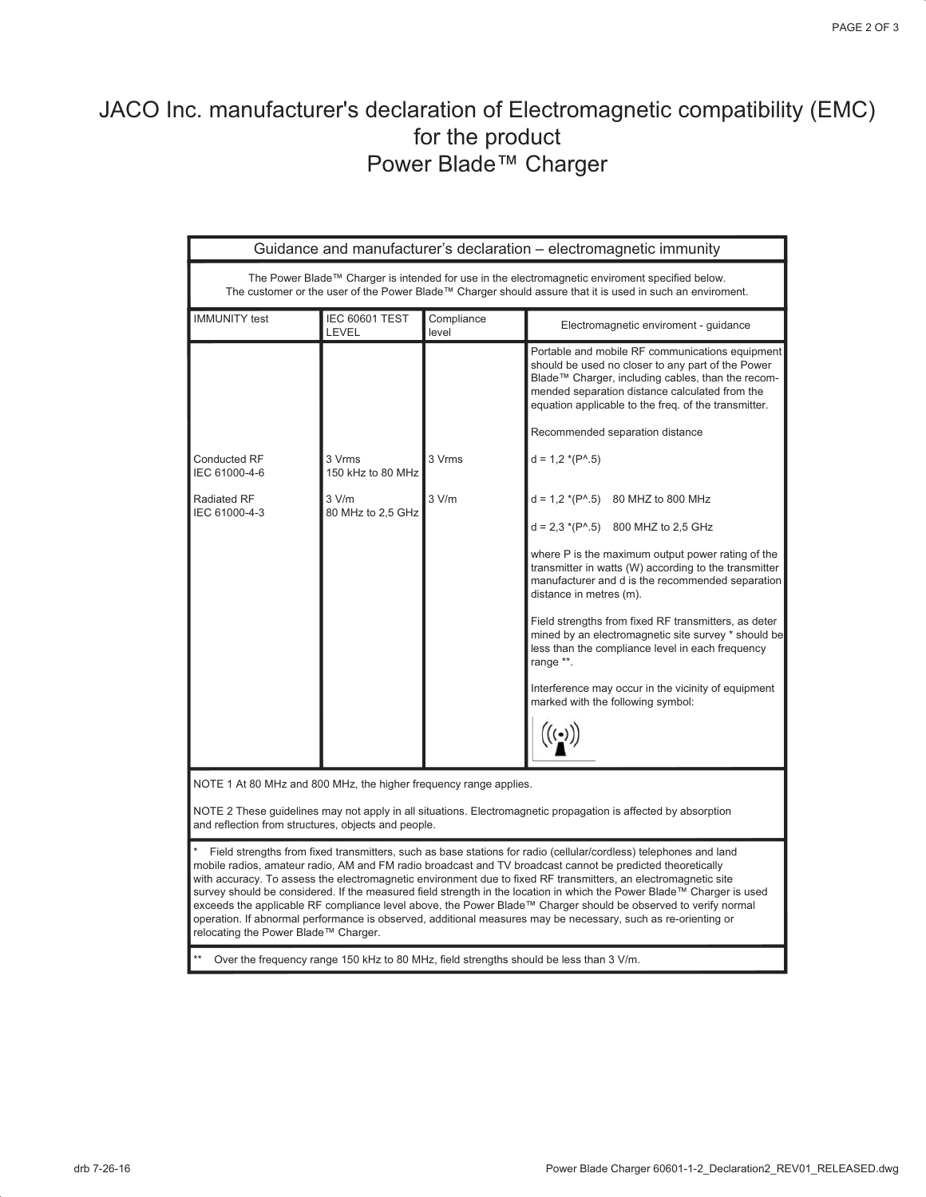# JACO Inc. manufacturer's declaration of Electromagnetic compatibility (EMC) for the product Power Blade™ Charger

| Guidance and manufacturer's declaration – electromagnetic immunity | | | |
|---|---|---|---|
| The Power Blade™ Charger is intended for use in the electromagnetic enviroment specified below. The customer or the user of the Power Blade™ Charger should assure that it is used in such an enviroment. | | | |
| IMMUNITY test | IEC 60601 TEST LEVEL | Compliance level | Electromagnetic enviroment - guidance |
| | | | Portable and mobile RF communications equipment should be used no closer to any part of the Power Blade™ Charger, including cables, than the recommended separation distance calculated from the equation applicable to the freq. of the transmitter.<br><br>Recommended separation distance |
| Conducted RF<br>IEC 61000-4-6 | 3 Vrms<br>150 kHz to 80 MHz | 3 Vrms | d = 1,2 *(P^.5) |
| Radiated RF<br>IEC 61000-4-3 | 3 V/m<br>80 MHz to 2,5 GHz | 3 V/m | d = 1,2 *(P^.5)  80 MHZ to 800 MHz<br><br>d = 2,3 *(P^.5)  800 MHZ to 2,5 GHz<br><br>where P is the maximum output power rating of the transmitter in watts (W) according to the transmitter manufacturer and d is the recommended separation distance in metres (m).<br><br>Field strengths from fixed RF transmitters, as determined by an electromagnetic site survey * should be less than the compliance level in each frequency range **.<br><br>Interference may occur in the vicinity of equipment marked with the following symbol: |
| NOTE 1 At 80 MHz and 800 MHz, the higher frequency range applies.<br><br>NOTE 2 These guidelines may not apply in all situations. Electromagnetic propagation is affected by absorption and reflection from structures, objects and people. | | | |
| * Field strengths from fixed transmitters, such as base stations for radio (cellular/cordless) telephones and land mobile radios, amateur radio, AM and FM radio broadcast and TV broadcast cannot be predicted theoretically with accuracy. To assess the electromagnetic environment due to fixed RF transmitters, an electromagnetic site survey should be considered. If the measured field strength in the location in which the Power Blade™ Charger is used exceeds the applicable RF compliance level above, the Power Blade™ Charger should be observed to verify normal operation. If abnormal performance is observed, additional measures may be necessary, such as re-orienting or relocating the Power Blade™ Charger. | | | |
| ** Over the frequency range 150 kHz to 80 MHz, field strengths should be less than 3 V/m. | | | |

drb 7-26-16

Power Blade Charger 60601-1-2_Declaration2_REV01_RELEASED.dwg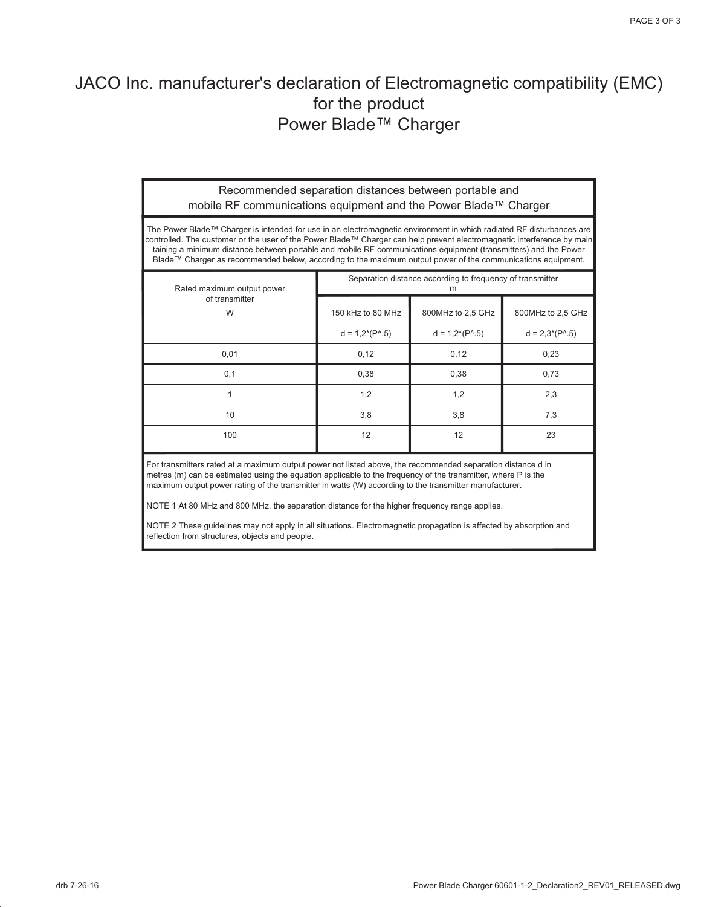# JACO Inc. manufacturer's declaration of Electromagnetic compatibility (EMC) for the product Power Blade™ Charger

## Recommended separation distances between portable and mobile RF communications equipment and the Power Blade™ Charger

The Power Blade™ Charger is intended for use in an electromagnetic environment in which radiated RF disturbances are controlled. The customer or the user of the Power Blade™ Charger can help prevent electromagnetic interference by maintaining a minimum distance between portable and mobile RF communications equipment (transmitters) and the Power Blade™ Charger as recommended below, according to the maximum output power of the communications equipment.

| Rated maximum output power of transmitter W | Separation distance according to frequency of transmitter m | | |
|---|---|---|---|
| | 150 kHz to 80 MHz d = 1,2*(P^.5) | 800MHz to 2,5 GHz d = 1,2*(P^.5) | 800MHz to 2,5 GHz d = 2,3*(P^.5) |
| 0,01 | 0,12 | 0,12 | 0,23 |
| 0,1 | 0,38 | 0,38 | 0,73 |
| 1 | 1,2 | 1,2 | 2,3 |
| 10 | 3,8 | 3,8 | 7,3 |
| 100 | 12 | 12 | 23 |

For transmitters rated at a maximum output power not listed above, the recommended separation distance d in metres (m) can be estimated using the equation applicable to the frequency of the transmitter, where P is the maximum output power rating of the transmitter in watts (W) according to the transmitter manufacturer.

NOTE 1 At 80 MHz and 800 MHz, the separation distance for the higher frequency range applies.

NOTE 2 These guidelines may not apply in all situations. Electromagnetic propagation is affected by absorption and reflection from structures, objects and people.

drb 7-26-16

Power Blade Charger 60601-1-2_Declaration2_REV01_RELEASED.dwg